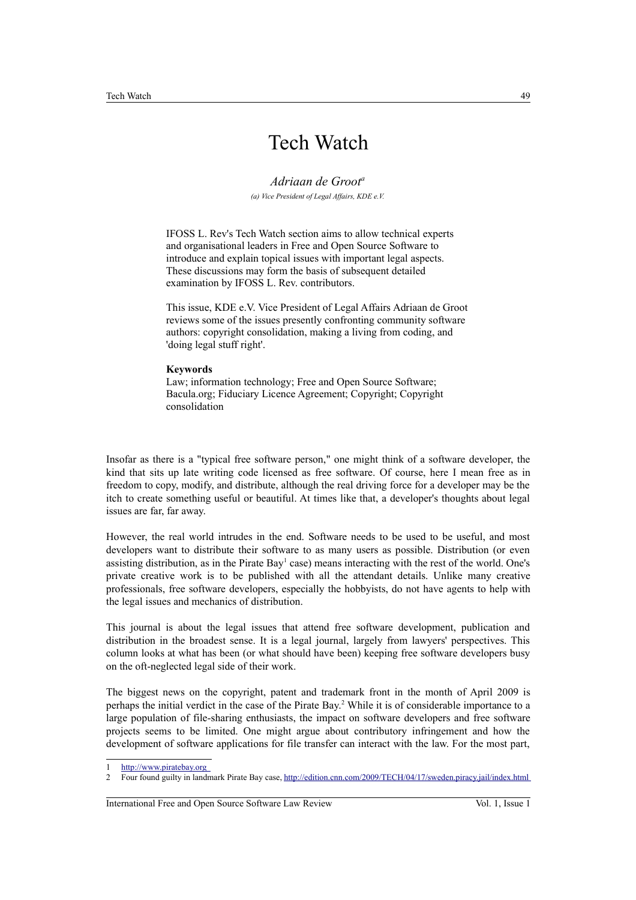# Tech Watch

*Adriaan de Groot*[a]

*(a) Vice President of Legal Affairs, KDE e.V.*

IFOSS L. Rev's Tech Watch section aims to allow technical experts and organisational leaders in Free and Open Source Software to introduce and explain topical issues with important legal aspects. These discussions may form the basis of subsequent detailed examination by IFOSS L. Rev. contributors.

This issue, KDE e.V. Vice President of Legal Affairs Adriaan de Groot reviews some of the issues presently confronting community software authors: copyright consolidation, making a living from coding, and 'doing legal stuff right'.

**Keywords**
Law; information technology; Free and Open Source Software; Bacula.org; Fiduciary Licence Agreement; Copyright; Copyright consolidation

Insofar as there is a "typical free software person," one might think of a software developer, the kind that sits up late writing code licensed as free software. Of course, here I mean free as in freedom to copy, modify, and distribute, although the real driving force for a developer may be the itch to create something useful or beautiful. At times like that, a developer's thoughts about legal issues are far, far away.

However, the real world intrudes in the end. Software needs to be used to be useful, and most developers want to distribute their software to as many users as possible. Distribution (or even assisting distribution, as in the Pirate Bay[1] case) means interacting with the rest of the world. One's private creative work is to be published with all the attendant details. Unlike many creative professionals, free software developers, especially the hobbyists, do not have agents to help with the legal issues and mechanics of distribution.

This journal is about the legal issues that attend free software development, publication and distribution in the broadest sense. It is a legal journal, largely from lawyers' perspectives. This column looks at what has been (or what should have been) keeping free software developers busy on the oft-neglected legal side of their work.

The biggest news on the copyright, patent and trademark front in the month of April 2009 is perhaps the initial verdict in the case of the Pirate Bay.[2] While it is of considerable importance to a large population of file-sharing enthusiasts, the impact on software developers and free software projects seems to be limited. One might argue about contributory infringement and how the development of software applications for file transfer can interact with the law. For the most part,

1 http://www.piratebay.org

2 Four found guilty in landmark Pirate Bay case, http://edition.cnn.com/2009/TECH/04/17/sweden.piracy.jail/index.html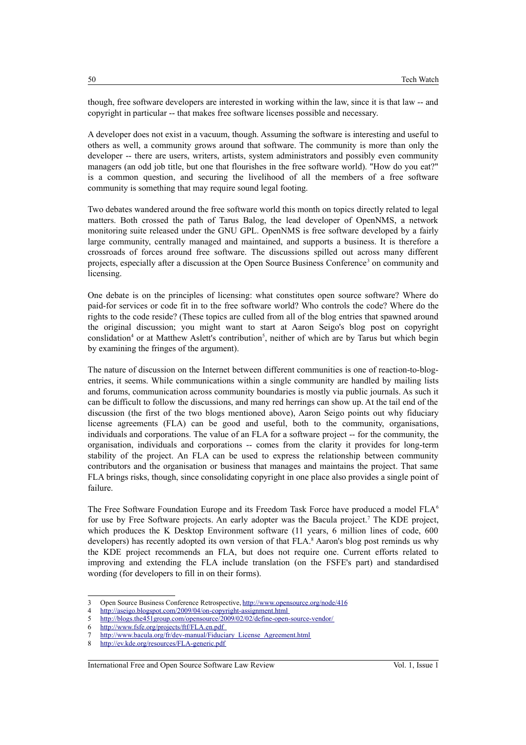though, free software developers are interested in working within the law, since it is that law -- and copyright in particular -- that makes free software licenses possible and necessary.

A developer does not exist in a vacuum, though. Assuming the software is interesting and useful to others as well, a community grows around that software. The community is more than only the developer -- there are users, writers, artists, system administrators and possibly even community managers (an odd job title, but one that flourishes in the free software world). "How do you eat?" is a common question, and securing the livelihood of all the members of a free software community is something that may require sound legal footing.

Two debates wandered around the free software world this month on topics directly related to legal matters. Both crossed the path of Tarus Balog, the lead developer of OpenNMS, a network monitoring suite released under the GNU GPL. OpenNMS is free software developed by a fairly large community, centrally managed and maintained, and supports a business. It is therefore a crossroads of forces around free software. The discussions spilled out across many different projects, especially after a discussion at the Open Source Business Conference[3] on community and licensing.

One debate is on the principles of licensing: what constitutes open source software? Where do paid-for services or code fit in to the free software world? Who controls the code? Where do the rights to the code reside? (These topics are culled from all of the blog entries that spawned around the original discussion; you might want to start at Aaron Seigo's blog post on copyright conslidation[4] or at Matthew Aslett's contribution[5], neither of which are by Tarus but which begin by examining the fringes of the argument).

The nature of discussion on the Internet between different communities is one of reaction-to-blog-entries, it seems. While communications within a single community are handled by mailing lists and forums, communication across community boundaries is mostly via public journals. As such it can be difficult to follow the discussions, and many red herrings can show up. At the tail end of the discussion (the first of the two blogs mentioned above), Aaron Seigo points out why fiduciary license agreements (FLA) can be good and useful, both to the community, organisations, individuals and corporations. The value of an FLA for a software project -- for the community, the organisation, individuals and corporations -- comes from the clarity it provides for long-term stability of the project. An FLA can be used to express the relationship between community contributors and the organisation or business that manages and maintains the project. That same FLA brings risks, though, since consolidating copyright in one place also provides a single point of failure.

The Free Software Foundation Europe and its Freedom Task Force have produced a model FLA[6] for use by Free Software projects. An early adopter was the Bacula project.[7] The KDE project, which produces the K Desktop Environment software (11 years, 6 million lines of code, 600 developers) has recently adopted its own version of that FLA.[8] Aaron's blog post reminds us why the KDE project recommends an FLA, but does not require one. Current efforts related to improving and extending the FLA include translation (on the FSFE's part) and standardised wording (for developers to fill in on their forms).

---

3 Open Source Business Conference Retrospective, http://www.opensource.org/node/416
4 http://aseigo.blogspot.com/2009/04/on-copyright-assignment.html
5 http://blogs.the451group.com/opensource/2009/02/02/define-open-source-vendor/
6 http://www.fsfe.org/projects/ftf/FLA.en.pdf
7 http://www.bacula.org/fr/dev-manual/Fiduciary_License_Agreement.html
8 http://ev.kde.org/resources/FLA-generic.pdf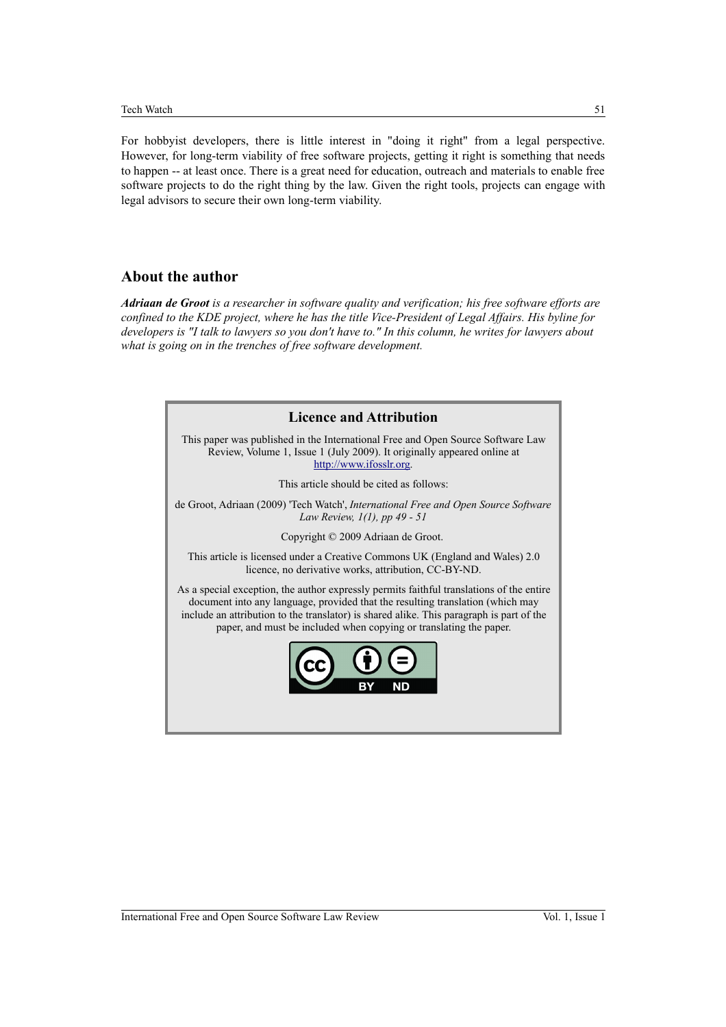For hobbyist developers, there is little interest in "doing it right" from a legal perspective. However, for long-term viability of free software projects, getting it right is something that needs to happen -- at least once. There is a great need for education, outreach and materials to enable free software projects to do the right thing by the law. Given the right tools, projects can engage with legal advisors to secure their own long-term viability.

## About the author

***Adriaan de Groot*** *is a researcher in software quality and verification; his free software efforts are confined to the KDE project, where he has the title Vice-President of Legal Affairs. His byline for developers is "I talk to lawyers so you don't have to." In this column, he writes for lawyers about what is going on in the trenches of free software development.*

### Licence and Attribution

This paper was published in the International Free and Open Source Software Law Review, Volume 1, Issue 1 (July 2009). It originally appeared online at http://www.ifosslr.org.

This article should be cited as follows:

de Groot, Adriaan (2009) 'Tech Watch', *International Free and Open Source Software Law Review, 1(1), pp 49 - 51*

Copyright © 2009 Adriaan de Groot.

This article is licensed under a Creative Commons UK (England and Wales) 2.0 licence, no derivative works, attribution, CC-BY-ND.

As a special exception, the author expressly permits faithful translations of the entire document into any language, provided that the resulting translation (which may include an attribution to the translator) is shared alike. This paragraph is part of the paper, and must be included when copying or translating the paper.

CC BY ND